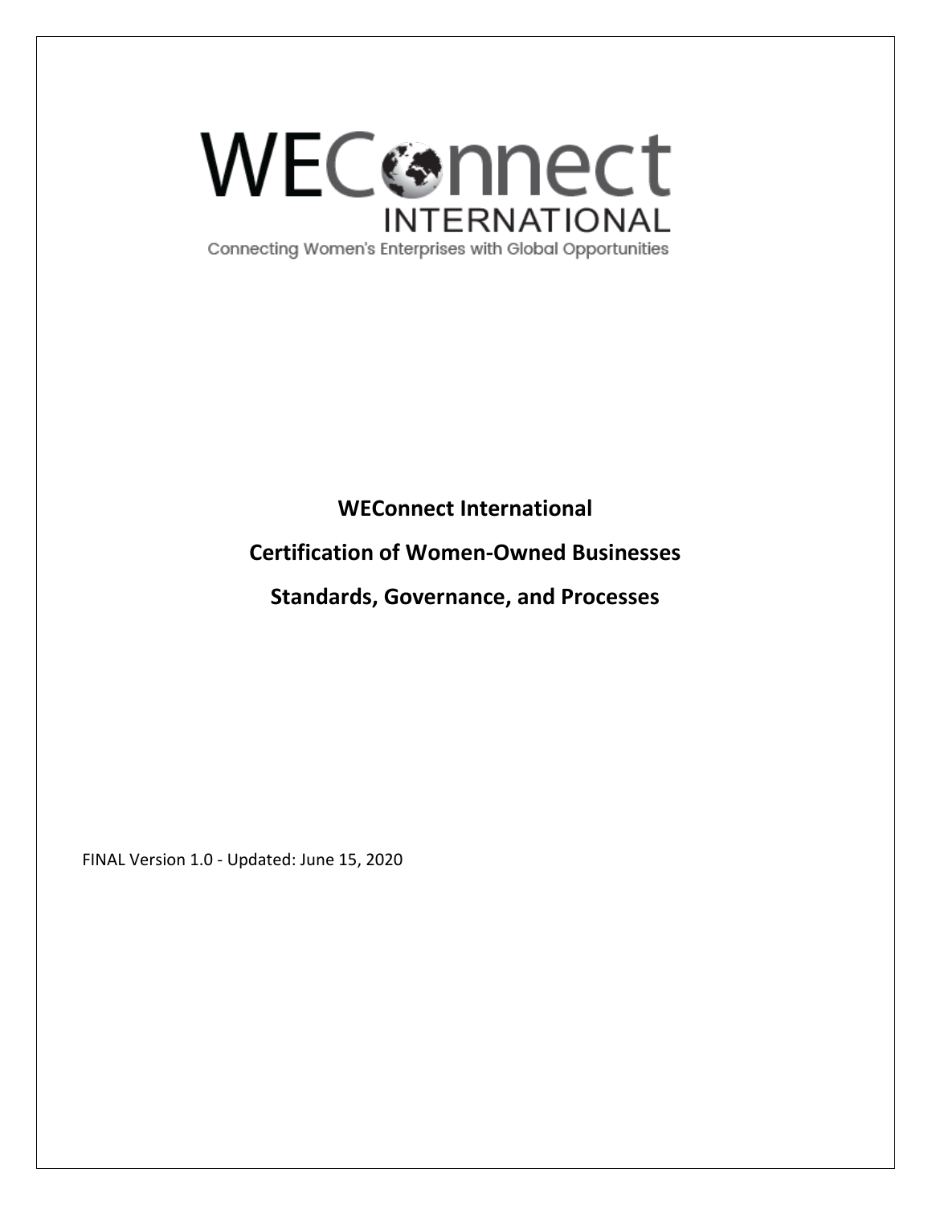WEConnect INTERNATIONAL

Connecting Women's Enterprises with Global Opportunities

# WEConnect International

# Certification of Women-Owned Businesses

# Standards, Governance, and Processes

FINAL Version 1.0 - Updated: June 15, 2020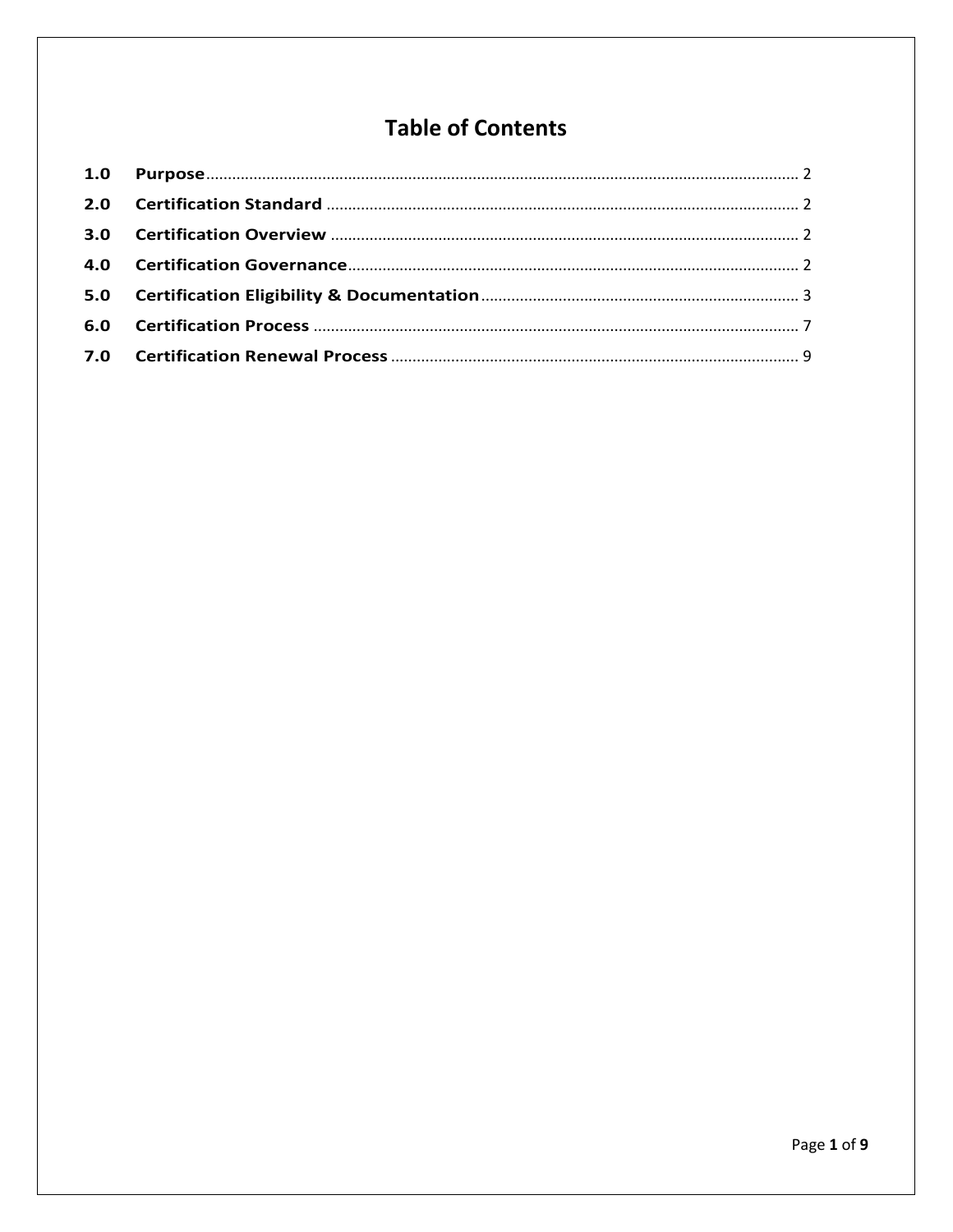# Table of Contents

| | | |
|---|---|---|
| **1.0** | **Purpose** | 2 |
| **2.0** | **Certification Standard** | 2 |
| **3.0** | **Certification Overview** | 2 |
| **4.0** | **Certification Governance** | 2 |
| **5.0** | **Certification Eligibility & Documentation** | 3 |
| **6.0** | **Certification Process** | 7 |
| **7.0** | **Certification Renewal Process** | 9 |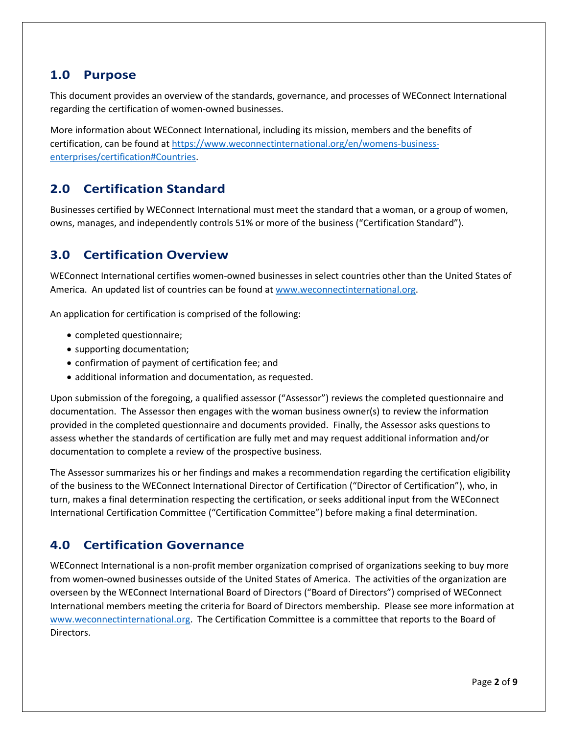## 1.0 Purpose

This document provides an overview of the standards, governance, and processes of WEConnect International regarding the certification of women-owned businesses.

More information about WEConnect International, including its mission, members and the benefits of certification, can be found at [https://www.weconnectinternational.org/en/womens-business-enterprises/certification#Countries](https://www.weconnectinternational.org/en/womens-business-enterprises/certification#Countries).

## 2.0 Certification Standard

Businesses certified by WEConnect International must meet the standard that a woman, or a group of women, owns, manages, and independently controls 51% or more of the business ("Certification Standard").

## 3.0 Certification Overview

WEConnect International certifies women-owned businesses in select countries other than the United States of America. An updated list of countries can be found at [www.weconnectinternational.org](www.weconnectinternational.org).

An application for certification is comprised of the following:

- completed questionnaire;
- supporting documentation;
- confirmation of payment of certification fee; and
- additional information and documentation, as requested.

Upon submission of the foregoing, a qualified assessor ("Assessor") reviews the completed questionnaire and documentation. The Assessor then engages with the woman business owner(s) to review the information provided in the completed questionnaire and documents provided. Finally, the Assessor asks questions to assess whether the standards of certification are fully met and may request additional information and/or documentation to complete a review of the prospective business.

The Assessor summarizes his or her findings and makes a recommendation regarding the certification eligibility of the business to the WEConnect International Director of Certification ("Director of Certification"), who, in turn, makes a final determination respecting the certification, or seeks additional input from the WEConnect International Certification Committee ("Certification Committee") before making a final determination.

## 4.0 Certification Governance

WEConnect International is a non-profit member organization comprised of organizations seeking to buy more from women-owned businesses outside of the United States of America. The activities of the organization are overseen by the WEConnect International Board of Directors ("Board of Directors") comprised of WEConnect International members meeting the criteria for Board of Directors membership. Please see more information at [www.weconnectinternational.org](www.weconnectinternational.org). The Certification Committee is a committee that reports to the Board of Directors.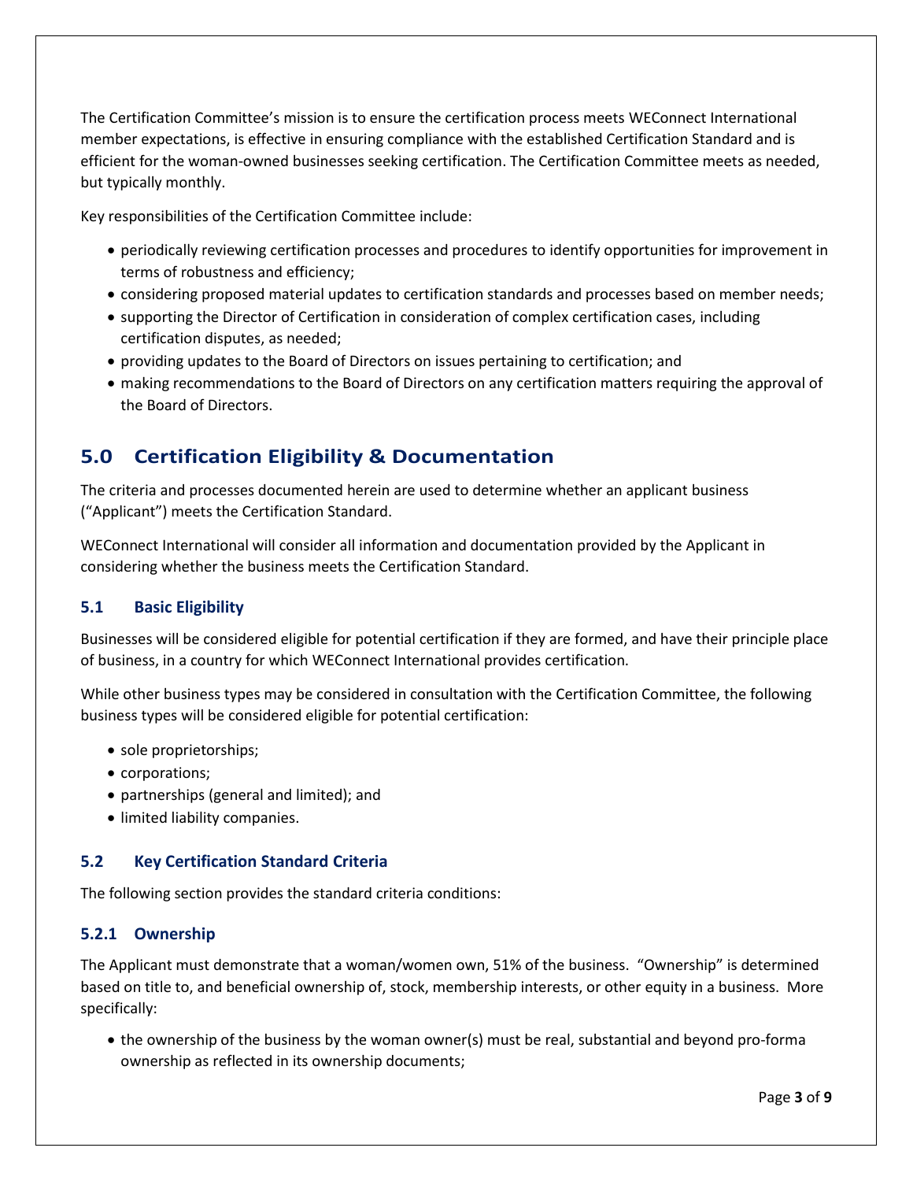The Certification Committee's mission is to ensure the certification process meets WEConnect International member expectations, is effective in ensuring compliance with the established Certification Standard and is efficient for the woman-owned businesses seeking certification. The Certification Committee meets as needed, but typically monthly.

Key responsibilities of the Certification Committee include:

- periodically reviewing certification processes and procedures to identify opportunities for improvement in terms of robustness and efficiency;
- considering proposed material updates to certification standards and processes based on member needs;
- supporting the Director of Certification in consideration of complex certification cases, including certification disputes, as needed;
- providing updates to the Board of Directors on issues pertaining to certification; and
- making recommendations to the Board of Directors on any certification matters requiring the approval of the Board of Directors.

## 5.0 Certification Eligibility & Documentation

The criteria and processes documented herein are used to determine whether an applicant business ("Applicant") meets the Certification Standard.

WEConnect International will consider all information and documentation provided by the Applicant in considering whether the business meets the Certification Standard.

### 5.1 Basic Eligibility

Businesses will be considered eligible for potential certification if they are formed, and have their principle place of business, in a country for which WEConnect International provides certification.

While other business types may be considered in consultation with the Certification Committee, the following business types will be considered eligible for potential certification:

- sole proprietorships;
- corporations;
- partnerships (general and limited); and
- limited liability companies.

### 5.2 Key Certification Standard Criteria

The following section provides the standard criteria conditions:

### 5.2.1 Ownership

The Applicant must demonstrate that a woman/women own, 51% of the business. "Ownership" is determined based on title to, and beneficial ownership of, stock, membership interests, or other equity in a business. More specifically:

- the ownership of the business by the woman owner(s) must be real, substantial and beyond pro-forma ownership as reflected in its ownership documents;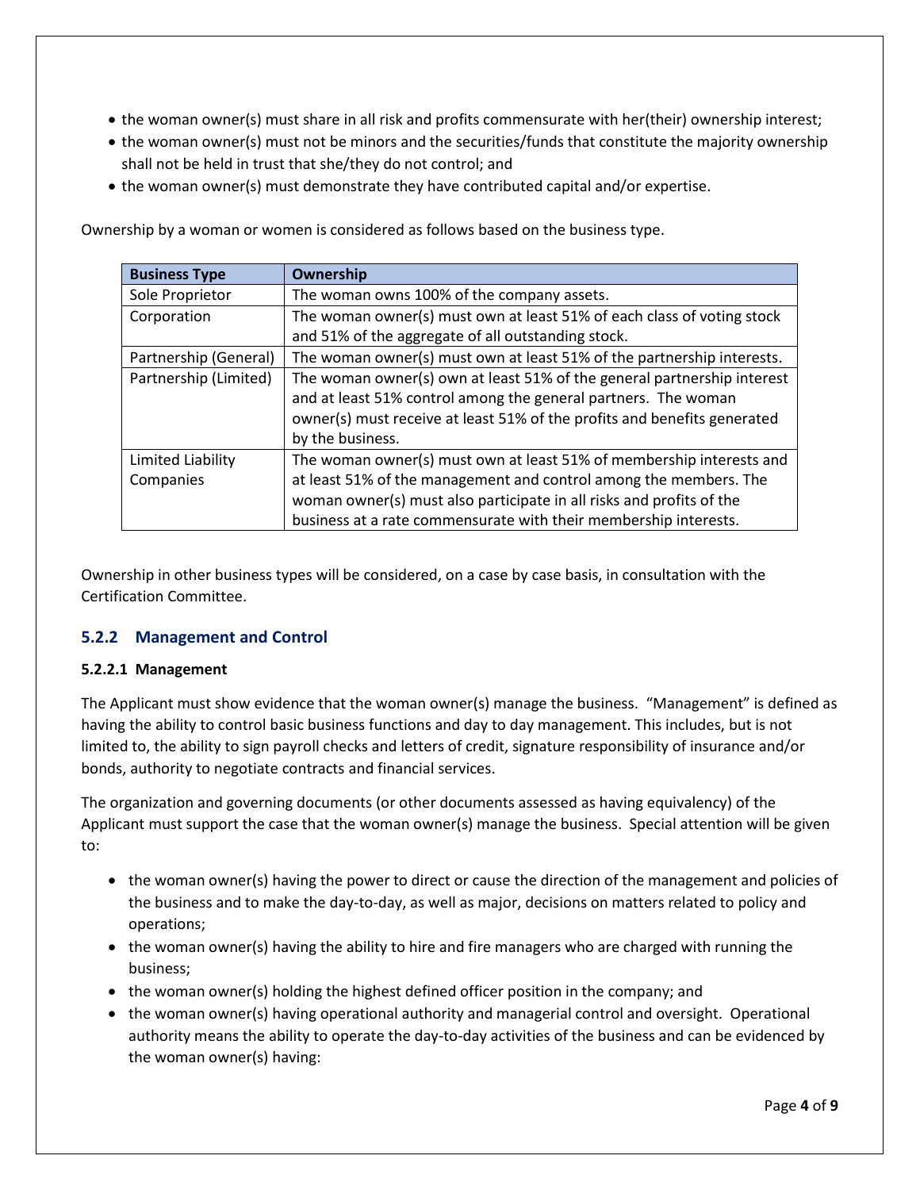- the woman owner(s) must share in all risk and profits commensurate with her(their) ownership interest;
- the woman owner(s) must not be minors and the securities/funds that constitute the majority ownership shall not be held in trust that she/they do not control; and
- the woman owner(s) must demonstrate they have contributed capital and/or expertise.

Ownership by a woman or women is considered as follows based on the business type.

| Business Type | Ownership |
| --- | --- |
| Sole Proprietor | The woman owns 100% of the company assets. |
| Corporation | The woman owner(s) must own at least 51% of each class of voting stock and 51% of the aggregate of all outstanding stock. |
| Partnership (General) | The woman owner(s) must own at least 51% of the partnership interests. |
| Partnership (Limited) | The woman owner(s) own at least 51% of the general partnership interest and at least 51% control among the general partners. The woman owner(s) must receive at least 51% of the profits and benefits generated by the business. |
| Limited Liability Companies | The woman owner(s) must own at least 51% of membership interests and at least 51% of the management and control among the members. The woman owner(s) must also participate in all risks and profits of the business at a rate commensurate with their membership interests. |

Ownership in other business types will be considered, on a case by case basis, in consultation with the Certification Committee.

### 5.2.2 Management and Control

#### 5.2.2.1 Management

The Applicant must show evidence that the woman owner(s) manage the business. "Management" is defined as having the ability to control basic business functions and day to day management. This includes, but is not limited to, the ability to sign payroll checks and letters of credit, signature responsibility of insurance and/or bonds, authority to negotiate contracts and financial services.

The organization and governing documents (or other documents assessed as having equivalency) of the Applicant must support the case that the woman owner(s) manage the business. Special attention will be given to:

- the woman owner(s) having the power to direct or cause the direction of the management and policies of the business and to make the day-to-day, as well as major, decisions on matters related to policy and operations;
- the woman owner(s) having the ability to hire and fire managers who are charged with running the business;
- the woman owner(s) holding the highest defined officer position in the company; and
- the woman owner(s) having operational authority and managerial control and oversight. Operational authority means the ability to operate the day-to-day activities of the business and can be evidenced by the woman owner(s) having: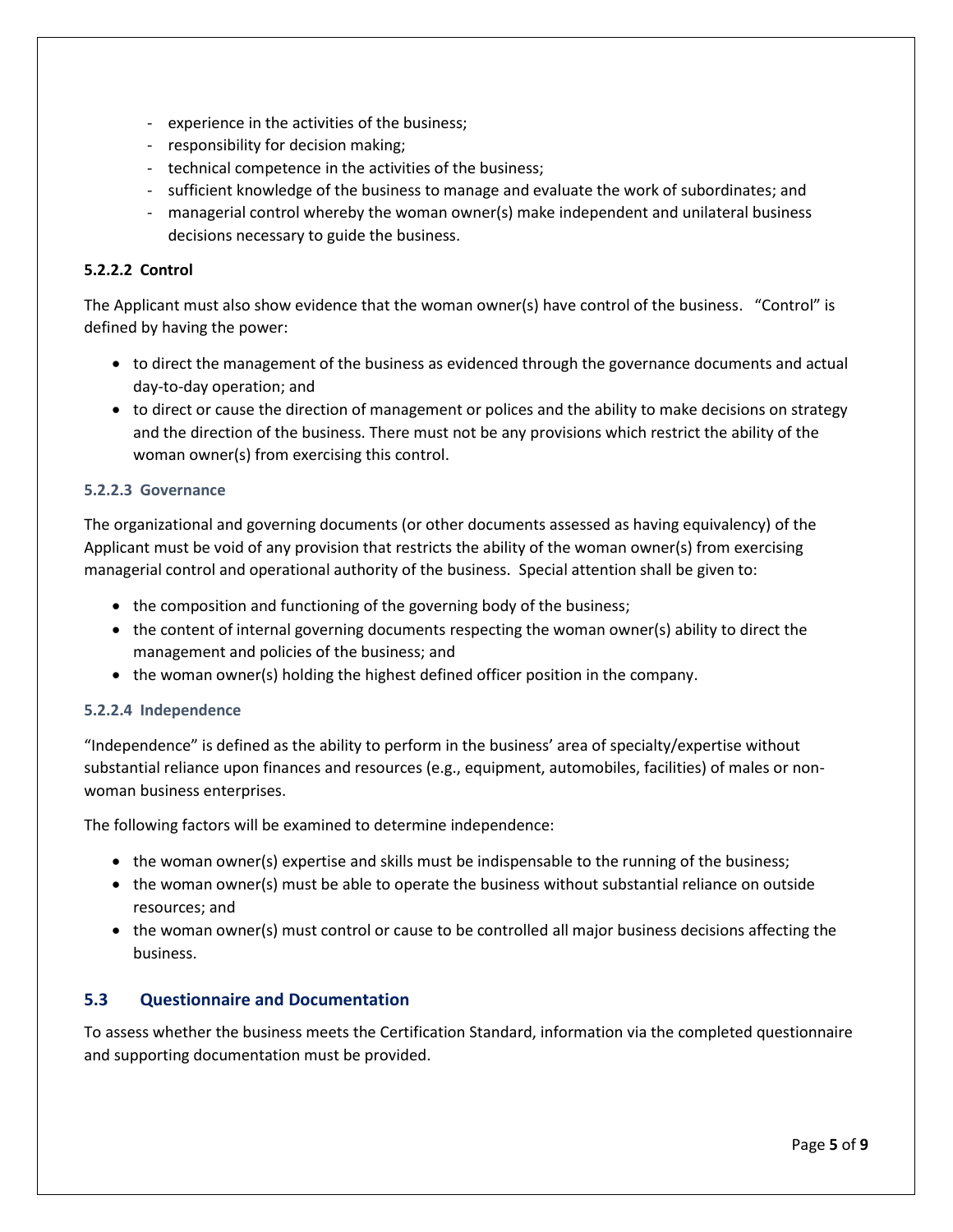- experience in the activities of the business;
- responsibility for decision making;
- technical competence in the activities of the business;
- sufficient knowledge of the business to manage and evaluate the work of subordinates; and
- managerial control whereby the woman owner(s) make independent and unilateral business decisions necessary to guide the business.

#### 5.2.2.2 Control

The Applicant must also show evidence that the woman owner(s) have control of the business. "Control" is defined by having the power:

- to direct the management of the business as evidenced through the governance documents and actual day-to-day operation; and
- to direct or cause the direction of management or polices and the ability to make decisions on strategy and the direction of the business. There must not be any provisions which restrict the ability of the woman owner(s) from exercising this control.

#### 5.2.2.3 Governance

The organizational and governing documents (or other documents assessed as having equivalency) of the Applicant must be void of any provision that restricts the ability of the woman owner(s) from exercising managerial control and operational authority of the business. Special attention shall be given to:

- the composition and functioning of the governing body of the business;
- the content of internal governing documents respecting the woman owner(s) ability to direct the management and policies of the business; and
- the woman owner(s) holding the highest defined officer position in the company.

#### 5.2.2.4 Independence

"Independence" is defined as the ability to perform in the business' area of specialty/expertise without substantial reliance upon finances and resources (e.g., equipment, automobiles, facilities) of males or non-woman business enterprises.

The following factors will be examined to determine independence:

- the woman owner(s) expertise and skills must be indispensable to the running of the business;
- the woman owner(s) must be able to operate the business without substantial reliance on outside resources; and
- the woman owner(s) must control or cause to be controlled all major business decisions affecting the business.

### 5.3 Questionnaire and Documentation

To assess whether the business meets the Certification Standard, information via the completed questionnaire and supporting documentation must be provided.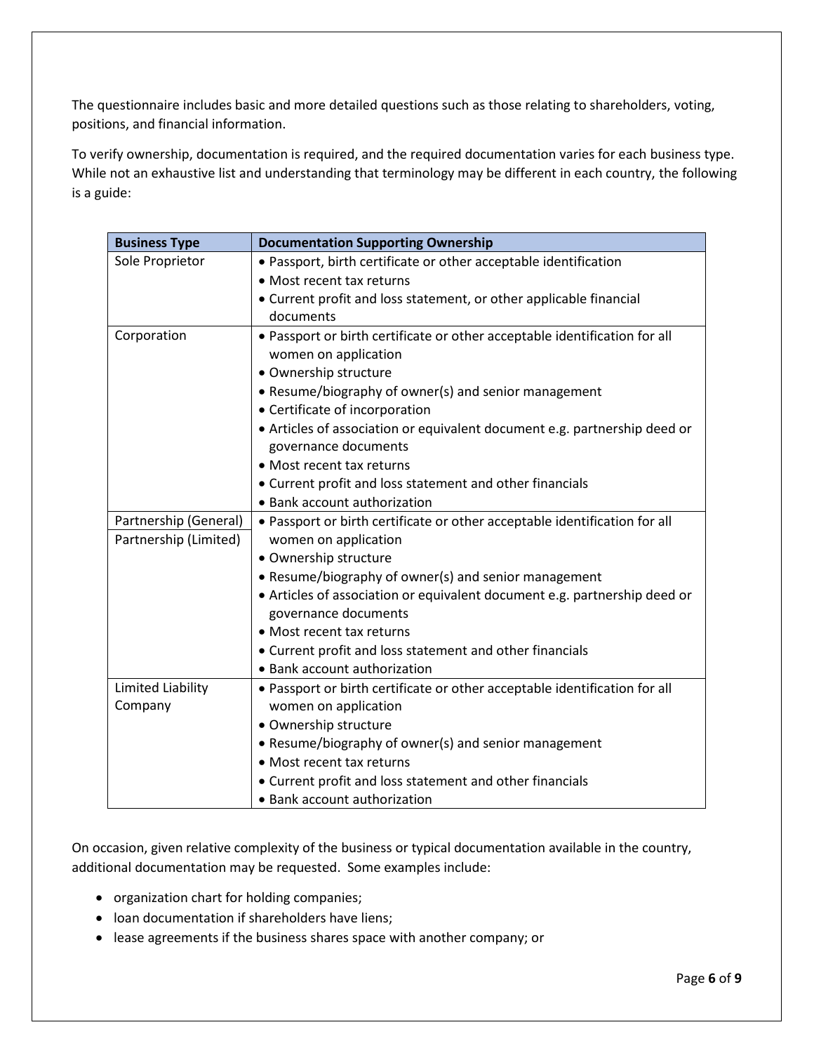The questionnaire includes basic and more detailed questions such as those relating to shareholders, voting, positions, and financial information.

To verify ownership, documentation is required, and the required documentation varies for each business type. While not an exhaustive list and understanding that terminology may be different in each country, the following is a guide:

| Business Type | Documentation Supporting Ownership |
|---|---|
| Sole Proprietor | • Passport, birth certificate or other acceptable identification<br>• Most recent tax returns<br>• Current profit and loss statement, or other applicable financial documents |
| Corporation | • Passport or birth certificate or other acceptable identification for all women on application<br>• Ownership structure<br>• Resume/biography of owner(s) and senior management<br>• Certificate of incorporation<br>• Articles of association or equivalent document e.g. partnership deed or governance documents<br>• Most recent tax returns<br>• Current profit and loss statement and other financials<br>• Bank account authorization |
| Partnership (General)<br>Partnership (Limited) | • Passport or birth certificate or other acceptable identification for all women on application<br>• Ownership structure<br>• Resume/biography of owner(s) and senior management<br>• Articles of association or equivalent document e.g. partnership deed or governance documents<br>• Most recent tax returns<br>• Current profit and loss statement and other financials<br>• Bank account authorization |
| Limited Liability Company | • Passport or birth certificate or other acceptable identification for all women on application<br>• Ownership structure<br>• Resume/biography of owner(s) and senior management<br>• Most recent tax returns<br>• Current profit and loss statement and other financials<br>• Bank account authorization |

On occasion, given relative complexity of the business or typical documentation available in the country, additional documentation may be requested. Some examples include:

- organization chart for holding companies;
- loan documentation if shareholders have liens;
- lease agreements if the business shares space with another company; or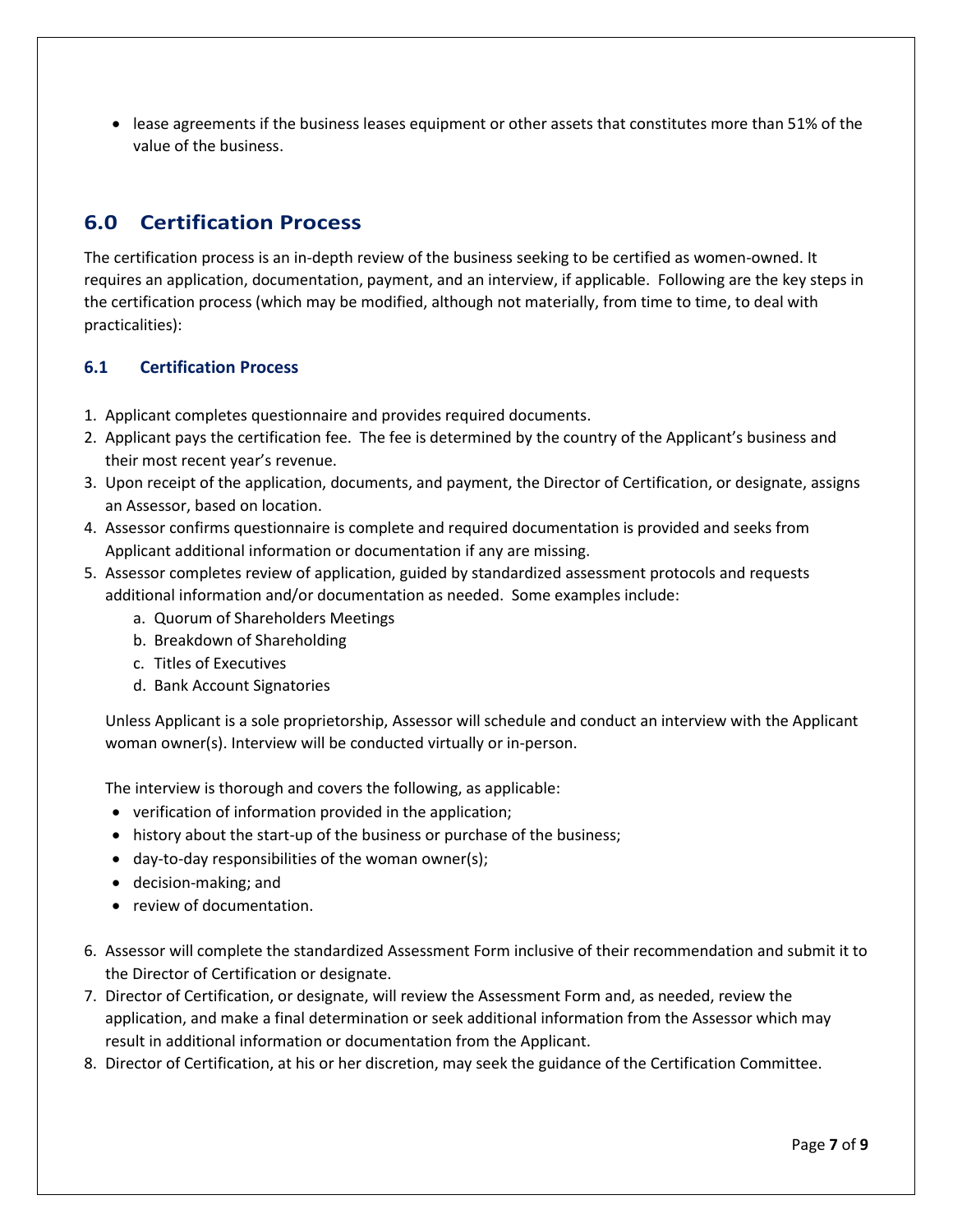- lease agreements if the business leases equipment or other assets that constitutes more than 51% of the value of the business.

## 6.0 Certification Process

The certification process is an in-depth review of the business seeking to be certified as women-owned. It requires an application, documentation, payment, and an interview, if applicable. Following are the key steps in the certification process (which may be modified, although not materially, from time to time, to deal with practicalities):

### 6.1 Certification Process

1. Applicant completes questionnaire and provides required documents.
2. Applicant pays the certification fee. The fee is determined by the country of the Applicant's business and their most recent year's revenue.
3. Upon receipt of the application, documents, and payment, the Director of Certification, or designate, assigns an Assessor, based on location.
4. Assessor confirms questionnaire is complete and required documentation is provided and seeks from Applicant additional information or documentation if any are missing.
5. Assessor completes review of application, guided by standardized assessment protocols and requests additional information and/or documentation as needed. Some examples include:
   a. Quorum of Shareholders Meetings
   b. Breakdown of Shareholding
   c. Titles of Executives
   d. Bank Account Signatories

   Unless Applicant is a sole proprietorship, Assessor will schedule and conduct an interview with the Applicant woman owner(s). Interview will be conducted virtually or in-person.

   The interview is thorough and covers the following, as applicable:
   - verification of information provided in the application;
   - history about the start-up of the business or purchase of the business;
   - day-to-day responsibilities of the woman owner(s);
   - decision-making; and
   - review of documentation.

6. Assessor will complete the standardized Assessment Form inclusive of their recommendation and submit it to the Director of Certification or designate.
7. Director of Certification, or designate, will review the Assessment Form and, as needed, review the application, and make a final determination or seek additional information from the Assessor which may result in additional information or documentation from the Applicant.
8. Director of Certification, at his or her discretion, may seek the guidance of the Certification Committee.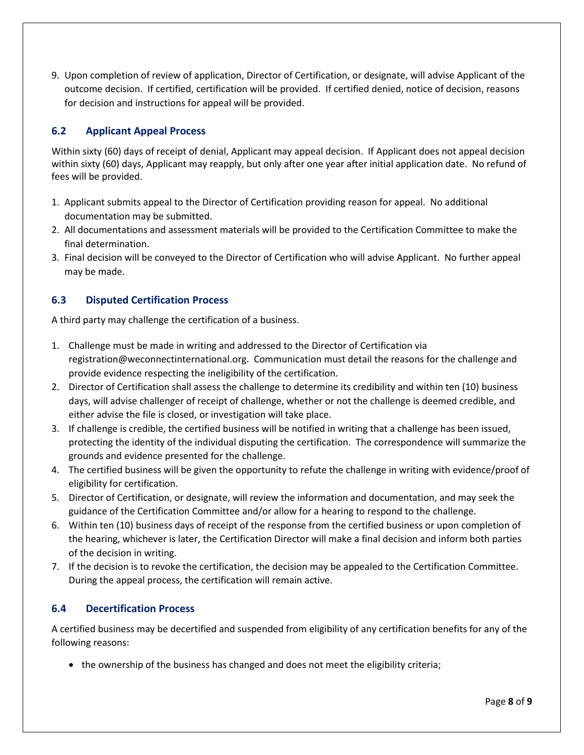9. Upon completion of review of application, Director of Certification, or designate, will advise Applicant of the outcome decision. If certified, certification will be provided. If certified denied, notice of decision, reasons for decision and instructions for appeal will be provided.

## 6.2 Applicant Appeal Process

Within sixty (60) days of receipt of denial, Applicant may appeal decision. If Applicant does not appeal decision within sixty (60) days, Applicant may reapply, but only after one year after initial application date. No refund of fees will be provided.

1. Applicant submits appeal to the Director of Certification providing reason for appeal. No additional documentation may be submitted.
2. All documentations and assessment materials will be provided to the Certification Committee to make the final determination.
3. Final decision will be conveyed to the Director of Certification who will advise Applicant. No further appeal may be made.

## 6.3 Disputed Certification Process

A third party may challenge the certification of a business.

1. Challenge must be made in writing and addressed to the Director of Certification via registration@weconnectinternational.org. Communication must detail the reasons for the challenge and provide evidence respecting the ineligibility of the certification.
2. Director of Certification shall assess the challenge to determine its credibility and within ten (10) business days, will advise challenger of receipt of challenge, whether or not the challenge is deemed credible, and either advise the file is closed, or investigation will take place.
3. If challenge is credible, the certified business will be notified in writing that a challenge has been issued, protecting the identity of the individual disputing the certification. The correspondence will summarize the grounds and evidence presented for the challenge.
4. The certified business will be given the opportunity to refute the challenge in writing with evidence/proof of eligibility for certification.
5. Director of Certification, or designate, will review the information and documentation, and may seek the guidance of the Certification Committee and/or allow for a hearing to respond to the challenge.
6. Within ten (10) business days of receipt of the response from the certified business or upon completion of the hearing, whichever is later, the Certification Director will make a final decision and inform both parties of the decision in writing.
7. If the decision is to revoke the certification, the decision may be appealed to the Certification Committee. During the appeal process, the certification will remain active.

## 6.4 Decertification Process

A certified business may be decertified and suspended from eligibility of any certification benefits for any of the following reasons:

- the ownership of the business has changed and does not meet the eligibility criteria;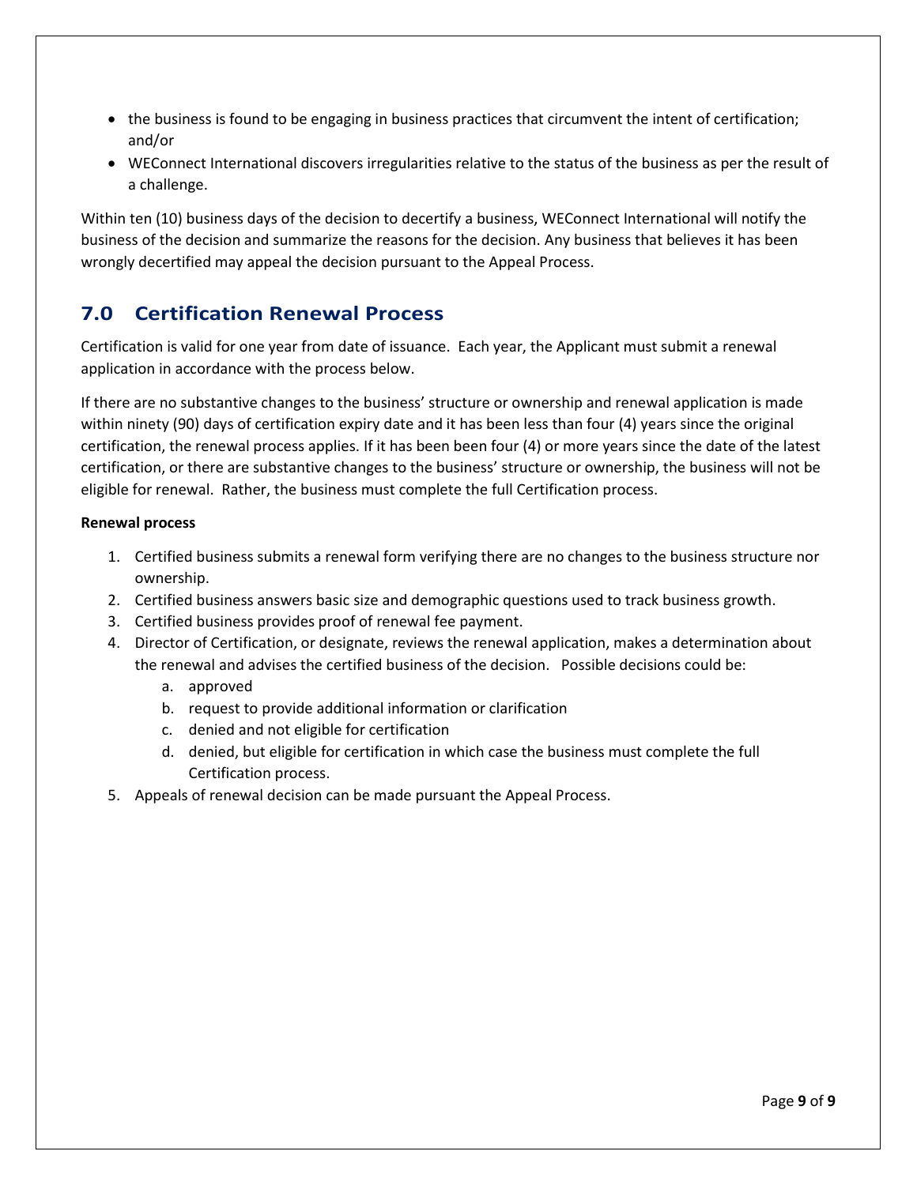- the business is found to be engaging in business practices that circumvent the intent of certification; and/or
- WEConnect International discovers irregularities relative to the status of the business as per the result of a challenge.

Within ten (10) business days of the decision to decertify a business, WEConnect International will notify the business of the decision and summarize the reasons for the decision. Any business that believes it has been wrongly decertified may appeal the decision pursuant to the Appeal Process.

## 7.0 Certification Renewal Process

Certification is valid for one year from date of issuance. Each year, the Applicant must submit a renewal application in accordance with the process below.

If there are no substantive changes to the business' structure or ownership and renewal application is made within ninety (90) days of certification expiry date and it has been less than four (4) years since the original certification, the renewal process applies. If it has been been four (4) or more years since the date of the latest certification, or there are substantive changes to the business' structure or ownership, the business will not be eligible for renewal. Rather, the business must complete the full Certification process.

**Renewal process**

1. Certified business submits a renewal form verifying there are no changes to the business structure nor ownership.
2. Certified business answers basic size and demographic questions used to track business growth.
3. Certified business provides proof of renewal fee payment.
4. Director of Certification, or designate, reviews the renewal application, makes a determination about the renewal and advises the certified business of the decision. Possible decisions could be:
   a. approved
   b. request to provide additional information or clarification
   c. denied and not eligible for certification
   d. denied, but eligible for certification in which case the business must complete the full Certification process.
5. Appeals of renewal decision can be made pursuant the Appeal Process.